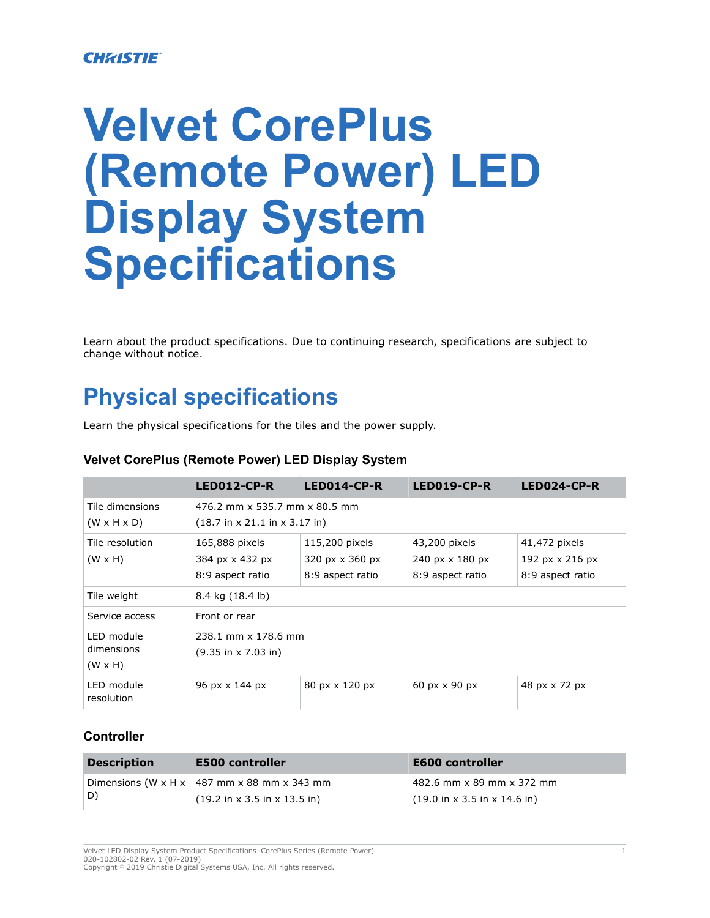CHRISTIE

# Velvet CorePlus (Remote Power) LED Display System Specifications

Learn about the product specifications. Due to continuing research, specifications are subject to change without notice.

## Physical specifications

Learn the physical specifications for the tiles and the power supply.

### Velvet CorePlus (Remote Power) LED Display System

| | LED012-CP-R | LED014-CP-R | LED019-CP-R | LED024-CP-R |
|---|---|---|---|---|
| Tile dimensions (W x H x D) | 476.2 mm x 535.7 mm x 80.5 mm (18.7 in x 21.1 in x 3.17 in) | | | |
| Tile resolution (W x H) | 165,888 pixels<br>384 px x 432 px<br>8:9 aspect ratio | 115,200 pixels<br>320 px x 360 px<br>8:9 aspect ratio | 43,200 pixels<br>240 px x 180 px<br>8:9 aspect ratio | 41,472 pixels<br>192 px x 216 px<br>8:9 aspect ratio |
| Tile weight | 8.4 kg (18.4 lb) | | | |
| Service access | Front or rear | | | |
| LED module dimensions (W x H) | 238.1 mm x 178.6 mm (9.35 in x 7.03 in) | | | |
| LED module resolution | 96 px x 144 px | 80 px x 120 px | 60 px x 90 px | 48 px x 72 px |

### Controller

| Description | E500 controller | E600 controller |
|---|---|---|
| Dimensions (W x H x D) | 487 mm x 88 mm x 343 mm<br>(19.2 in x 3.5 in x 13.5 in) | 482.6 mm x 89 mm x 372 mm<br>(19.0 in x 3.5 in x 14.6 in) |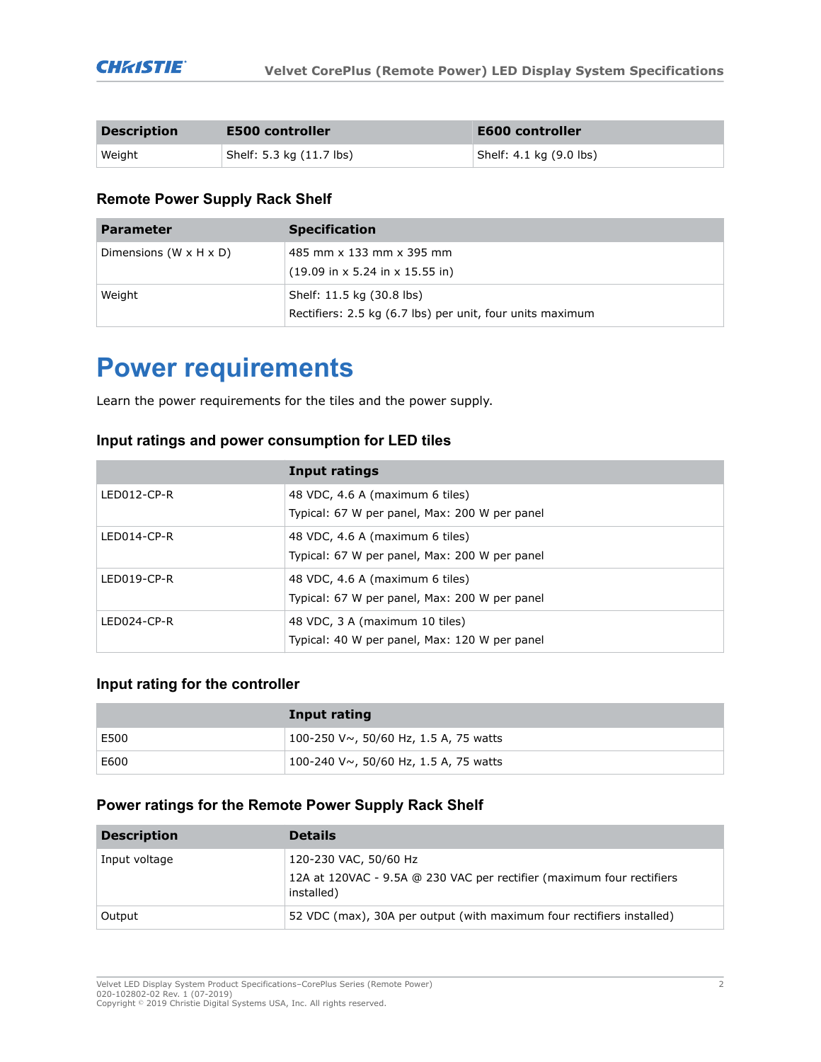| Description | E500 controller | E600 controller |
| --- | --- | --- |
| Weight | Shelf: 5.3 kg (11.7 lbs) | Shelf: 4.1 kg (9.0 lbs) |

### Remote Power Supply Rack Shelf

| Parameter | Specification |
| --- | --- |
| Dimensions (W x H x D) | 485 mm x 133 mm x 395 mm<br>(19.09 in x 5.24 in x 15.55 in) |
| Weight | Shelf: 11.5 kg (30.8 lbs)<br>Rectifiers: 2.5 kg (6.7 lbs) per unit, four units maximum |

# Power requirements

Learn the power requirements for the tiles and the power supply.

### Input ratings and power consumption for LED tiles

| | Input ratings |
| --- | --- |
| LED012-CP-R | 48 VDC, 4.6 A (maximum 6 tiles)<br>Typical: 67 W per panel, Max: 200 W per panel |
| LED014-CP-R | 48 VDC, 4.6 A (maximum 6 tiles)<br>Typical: 67 W per panel, Max: 200 W per panel |
| LED019-CP-R | 48 VDC, 4.6 A (maximum 6 tiles)<br>Typical: 67 W per panel, Max: 200 W per panel |
| LED024-CP-R | 48 VDC, 3 A (maximum 10 tiles)<br>Typical: 40 W per panel, Max: 120 W per panel |

### Input rating for the controller

| | Input rating |
| --- | --- |
| E500 | 100-250 V~, 50/60 Hz, 1.5 A, 75 watts |
| E600 | 100-240 V~, 50/60 Hz, 1.5 A, 75 watts |

### Power ratings for the Remote Power Supply Rack Shelf

| Description | Details |
| --- | --- |
| Input voltage | 120-230 VAC, 50/60 Hz<br>12A at 120VAC - 9.5A @ 230 VAC per rectifier (maximum four rectifiers installed) |
| Output | 52 VDC (max), 30A per output (with maximum four rectifiers installed) |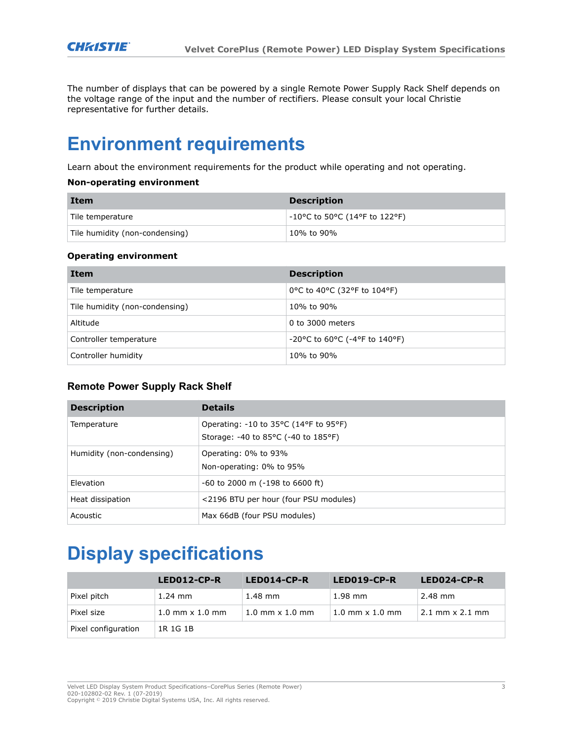The number of displays that can be powered by a single Remote Power Supply Rack Shelf depends on the voltage range of the input and the number of rectifiers. Please consult your local Christie representative for further details.

# Environment requirements

Learn about the environment requirements for the product while operating and not operating.

**Non-operating environment**

| Item | Description |
|---|---|
| Tile temperature | -10°C to 50°C (14°F to 122°F) |
| Tile humidity (non-condensing) | 10% to 90% |

**Operating environment**

| Item | Description |
|---|---|
| Tile temperature | 0°C to 40°C (32°F to 104°F) |
| Tile humidity (non-condensing) | 10% to 90% |
| Altitude | 0 to 3000 meters |
| Controller temperature | -20°C to 60°C (-4°F to 140°F) |
| Controller humidity | 10% to 90% |

### Remote Power Supply Rack Shelf

| Description | Details |
|---|---|
| Temperature | Operating: -10 to 35°C (14°F to 95°F)<br>Storage: -40 to 85°C (-40 to 185°F) |
| Humidity (non-condensing) | Operating: 0% to 93%<br>Non-operating: 0% to 95% |
| Elevation | -60 to 2000 m (-198 to 6600 ft) |
| Heat dissipation | <2196 BTU per hour (four PSU modules) |
| Acoustic | Max 66dB (four PSU modules) |

# Display specifications

| | LED012-CP-R | LED014-CP-R | LED019-CP-R | LED024-CP-R |
|---|---|---|---|---|
| Pixel pitch | 1.24 mm | 1.48 mm | 1.98 mm | 2.48 mm |
| Pixel size | 1.0 mm x 1.0 mm | 1.0 mm x 1.0 mm | 1.0 mm x 1.0 mm | 2.1 mm x 2.1 mm |
| Pixel configuration | 1R 1G 1B | | | |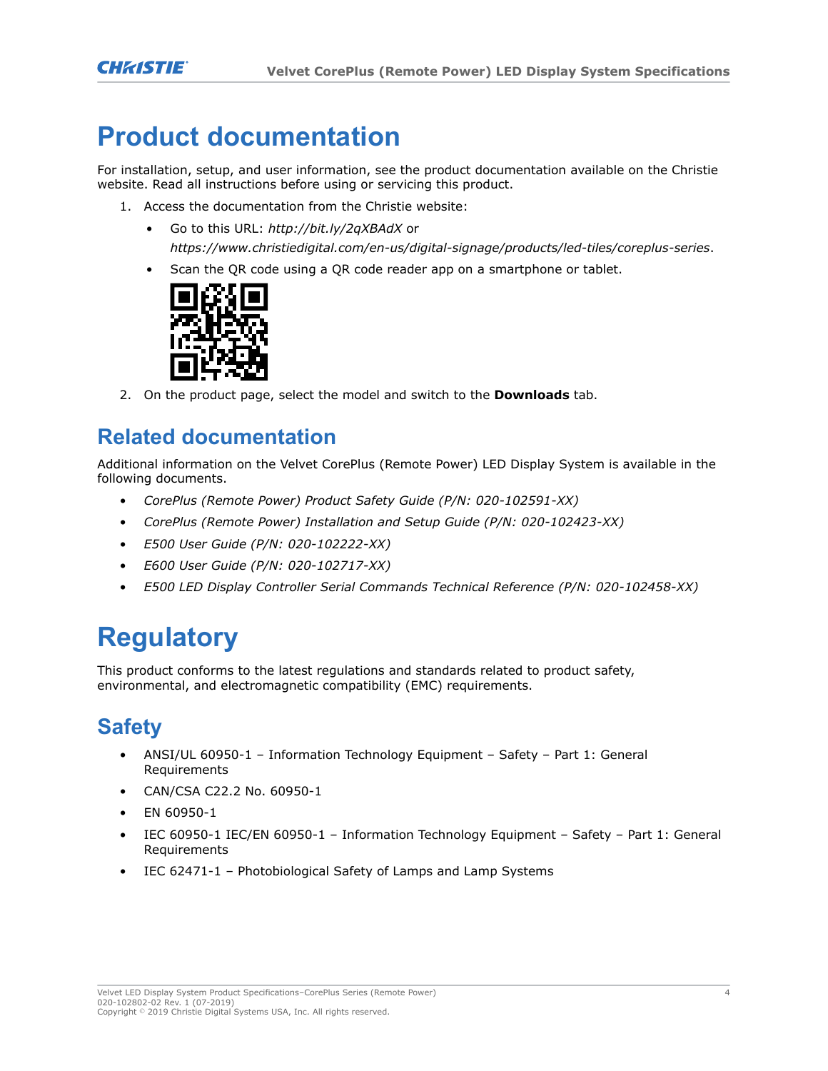# Product documentation

For installation, setup, and user information, see the product documentation available on the Christie website. Read all instructions before using or servicing this product.

1. Access the documentation from the Christie website:
   - Go to this URL: *http://bit.ly/2qXBAdX* or *https://www.christiedigital.com/en-us/digital-signage/products/led-tiles/coreplus-series*.
   - Scan the QR code using a QR code reader app on a smartphone or tablet.
2. On the product page, select the model and switch to the **Downloads** tab.

## Related documentation

Additional information on the Velvet CorePlus (Remote Power) LED Display System is available in the following documents.

- *CorePlus (Remote Power) Product Safety Guide (P/N: 020-102591-XX)*
- *CorePlus (Remote Power) Installation and Setup Guide (P/N: 020-102423-XX)*
- *E500 User Guide (P/N: 020-102222-XX)*
- *E600 User Guide (P/N: 020-102717-XX)*
- *E500 LED Display Controller Serial Commands Technical Reference (P/N: 020-102458-XX)*

# Regulatory

This product conforms to the latest regulations and standards related to product safety, environmental, and electromagnetic compatibility (EMC) requirements.

## Safety

- ANSI/UL 60950-1 – Information Technology Equipment – Safety – Part 1: General Requirements
- CAN/CSA C22.2 No. 60950-1
- EN 60950-1
- IEC 60950-1 IEC/EN 60950-1 – Information Technology Equipment – Safety – Part 1: General Requirements
- IEC 62471-1 – Photobiological Safety of Lamps and Lamp Systems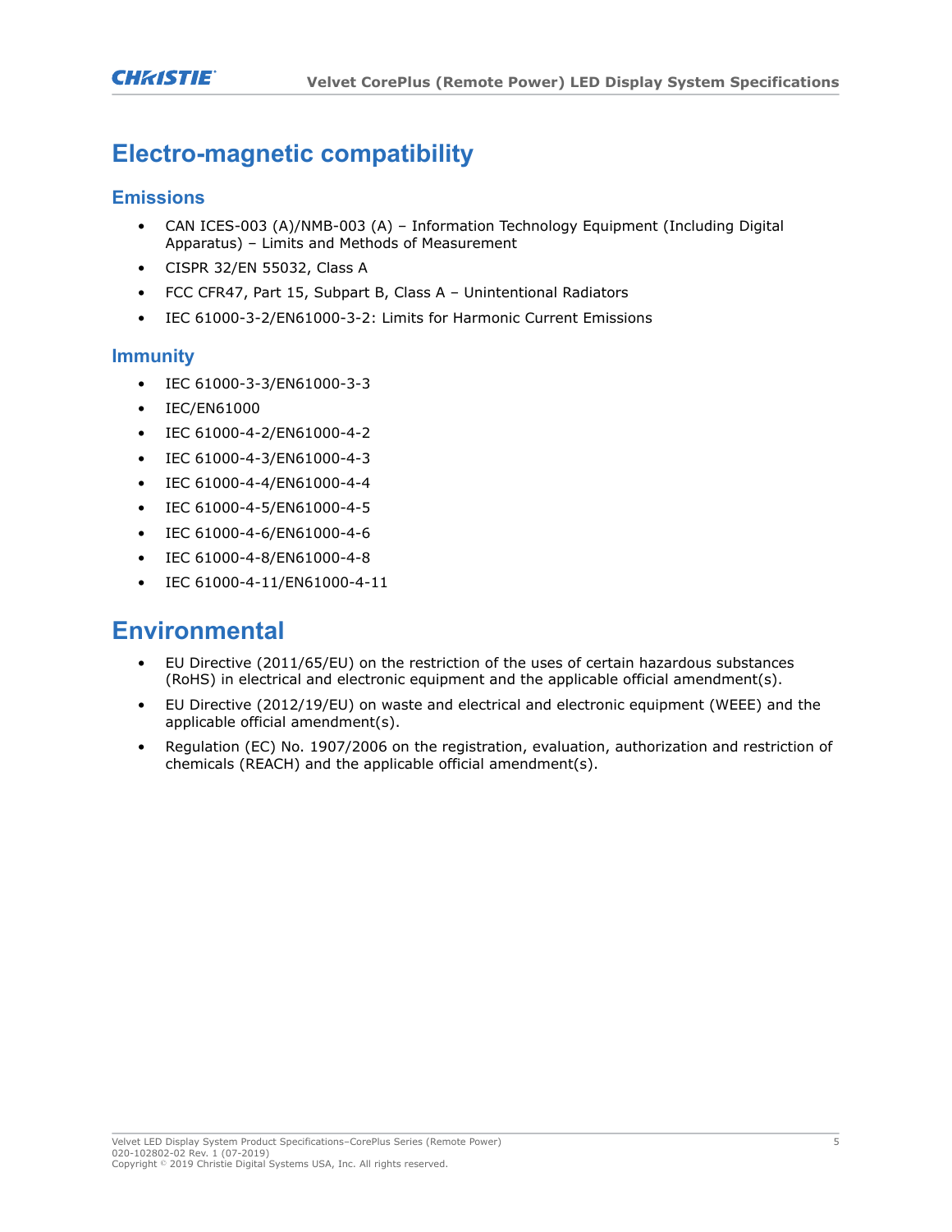# Electro-magnetic compatibility

## Emissions

- CAN ICES-003 (A)/NMB-003 (A) – Information Technology Equipment (Including Digital Apparatus) – Limits and Methods of Measurement
- CISPR 32/EN 55032, Class A
- FCC CFR47, Part 15, Subpart B, Class A – Unintentional Radiators
- IEC 61000-3-2/EN61000-3-2: Limits for Harmonic Current Emissions

## Immunity

- IEC 61000-3-3/EN61000-3-3
- IEC/EN61000
- IEC 61000-4-2/EN61000-4-2
- IEC 61000-4-3/EN61000-4-3
- IEC 61000-4-4/EN61000-4-4
- IEC 61000-4-5/EN61000-4-5
- IEC 61000-4-6/EN61000-4-6
- IEC 61000-4-8/EN61000-4-8
- IEC 61000-4-11/EN61000-4-11

# Environmental

- EU Directive (2011/65/EU) on the restriction of the uses of certain hazardous substances (RoHS) in electrical and electronic equipment and the applicable official amendment(s).
- EU Directive (2012/19/EU) on waste and electrical and electronic equipment (WEEE) and the applicable official amendment(s).
- Regulation (EC) No. 1907/2006 on the registration, evaluation, authorization and restriction of chemicals (REACH) and the applicable official amendment(s).